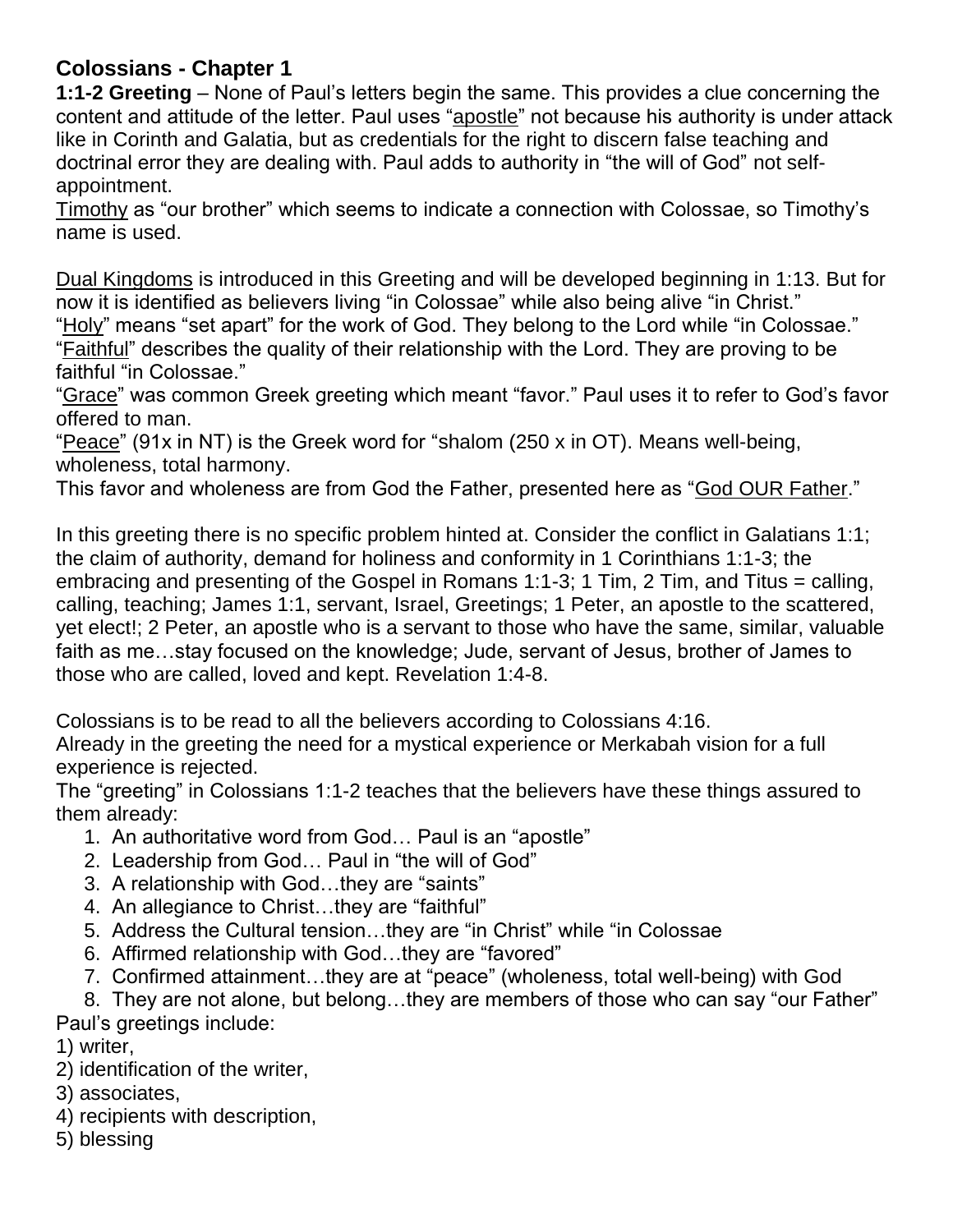## Colossians - Chapter 1

**1:1-2 Greeting** – None of Paul's letters begin the same. This provides a clue concerning the content and attitude of the letter. Paul uses "apostle" not because his authority is under attack like in Corinth and Galatia, but as credentials for the right to discern false teaching and doctrinal error they are dealing with. Paul adds to authority in "the will of God" not self-appointment.
Timothy as "our brother" which seems to indicate a connection with Colossae, so Timothy's name is used.

Dual Kingdoms is introduced in this Greeting and will be developed beginning in 1:13. But for now it is identified as believers living "in Colossae" while also being alive "in Christ."
"Holy" means "set apart" for the work of God. They belong to the Lord while "in Colossae."
"Faithful" describes the quality of their relationship with the Lord. They are proving to be faithful "in Colossae."
"Grace" was common Greek greeting which meant "favor." Paul uses it to refer to God's favor offered to man.
"Peace" (91x in NT) is the Greek word for "shalom (250 x in OT). Means well-being, wholeness, total harmony.
This favor and wholeness are from God the Father, presented here as "God OUR Father."

In this greeting there is no specific problem hinted at. Consider the conflict in Galatians 1:1; the claim of authority, demand for holiness and conformity in 1 Corinthians 1:1-3; the embracing and presenting of the Gospel in Romans 1:1-3; 1 Tim, 2 Tim, and Titus = calling, calling, teaching; James 1:1, servant, Israel, Greetings; 1 Peter, an apostle to the scattered, yet elect!; 2 Peter, an apostle who is a servant to those who have the same, similar, valuable faith as me…stay focused on the knowledge; Jude, servant of Jesus, brother of James to those who are called, loved and kept. Revelation 1:4-8.

Colossians is to be read to all the believers according to Colossians 4:16.
Already in the greeting the need for a mystical experience or Merkabah vision for a full experience is rejected.
The "greeting" in Colossians 1:1-2 teaches that the believers have these things assured to them already:

1. An authoritative word from God… Paul is an "apostle"
2. Leadership from God… Paul in "the will of God"
3. A relationship with God…they are "saints"
4. An allegiance to Christ…they are "faithful"
5. Address the Cultural tension…they are "in Christ" while "in Colossae
6. Affirmed relationship with God…they are "favored"
7. Confirmed attainment…they are at "peace" (wholeness, total well-being) with God
8. They are not alone, but belong…they are members of those who can say "our Father"

Paul's greetings include:
1) writer,
2) identification of the writer,
3) associates,
4) recipients with description,
5) blessing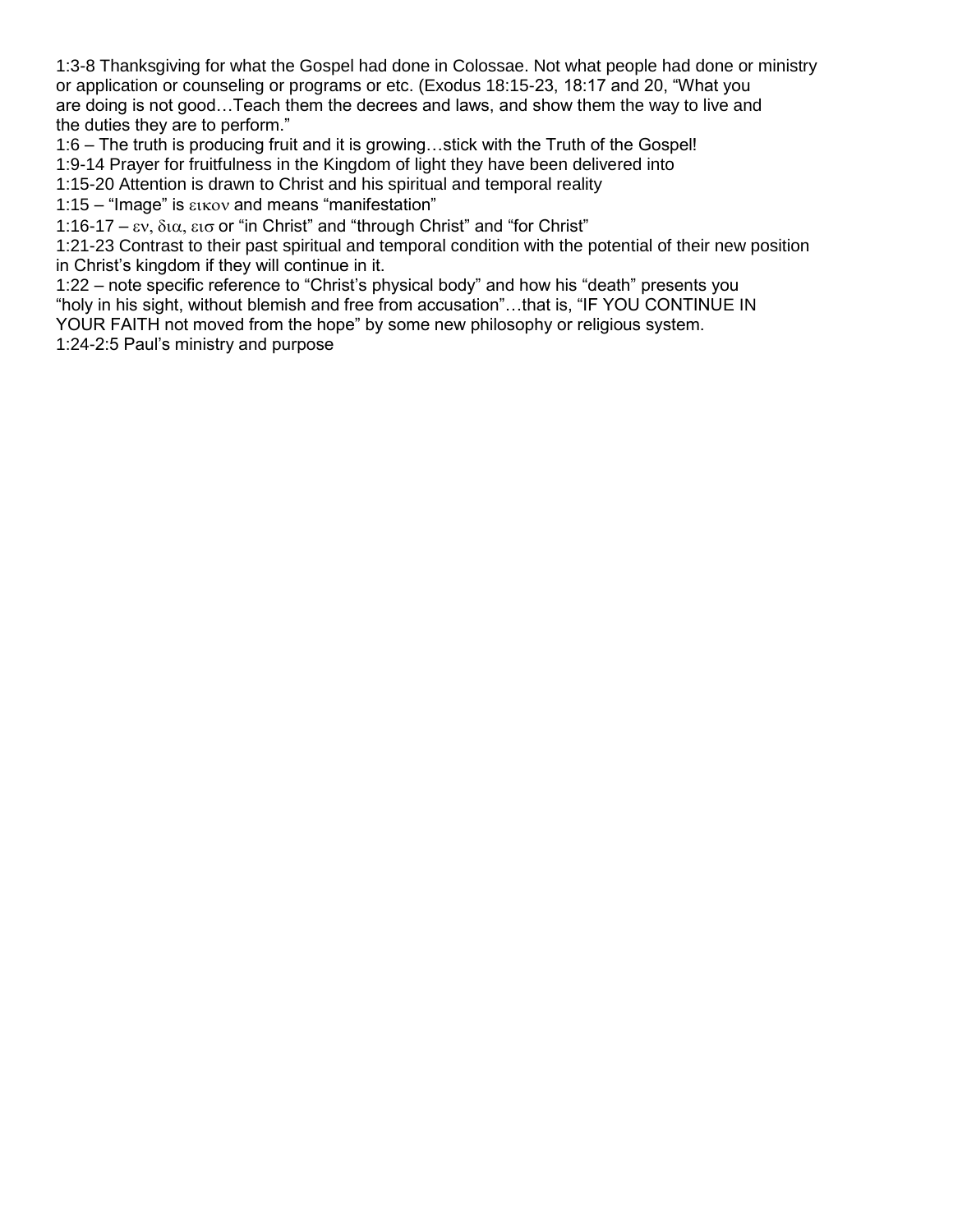1:3-8 Thanksgiving for what the Gospel had done in Colossae. Not what people had done or ministry or application or counseling or programs or etc. (Exodus 18:15-23, 18:17 and 20, "What you are doing is not good…Teach them the decrees and laws, and show them the way to live and the duties they are to perform."

1:6 – The truth is producing fruit and it is growing…stick with the Truth of the Gospel!

1:9-14 Prayer for fruitfulness in the Kingdom of light they have been delivered into

1:15-20 Attention is drawn to Christ and his spiritual and temporal reality

1:15 – "Image" is εικον and means "manifestation"

1:16-17 – εν, δια, εισ or "in Christ" and "through Christ" and "for Christ"

1:21-23 Contrast to their past spiritual and temporal condition with the potential of their new position in Christ's kingdom if they will continue in it.

1:22 – note specific reference to "Christ's physical body" and how his "death" presents you "holy in his sight, without blemish and free from accusation"…that is, "IF YOU CONTINUE IN YOUR FAITH not moved from the hope" by some new philosophy or religious system.

1:24-2:5 Paul's ministry and purpose